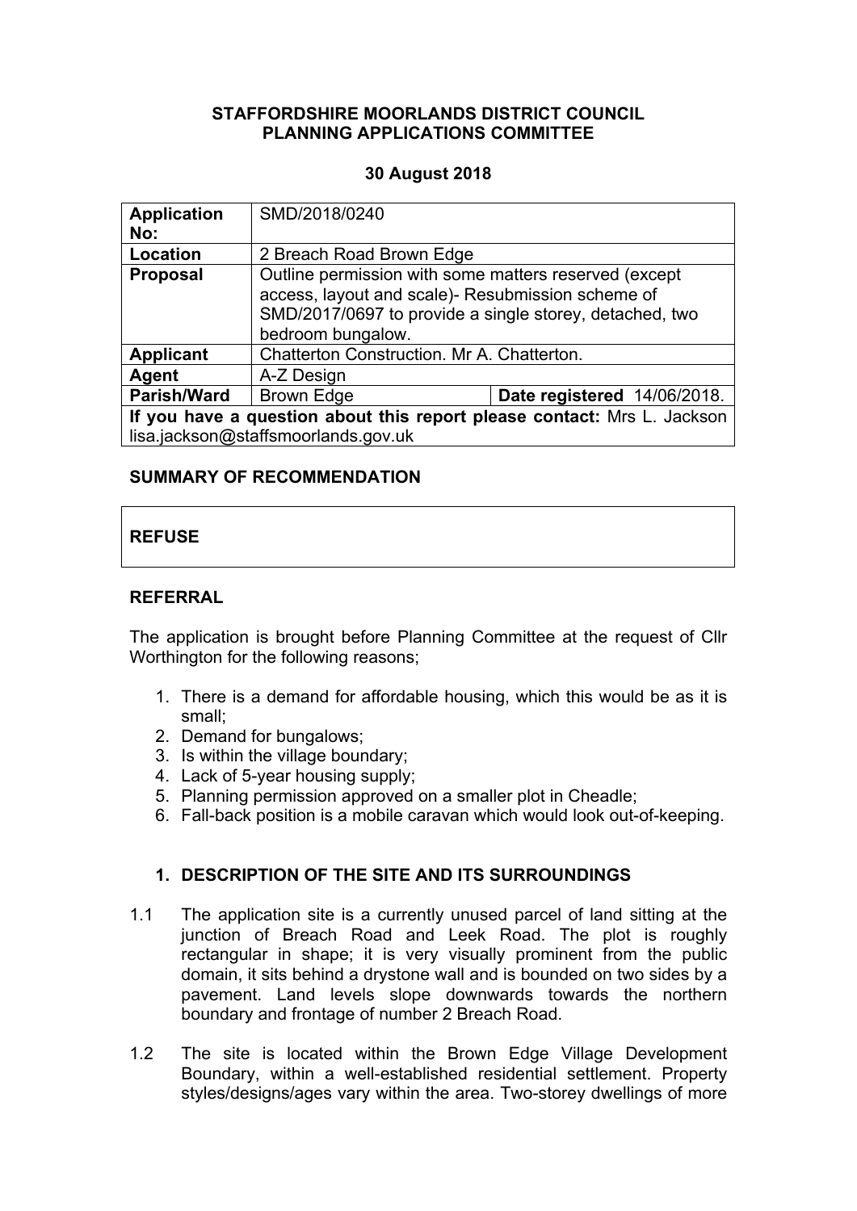**STAFFORDSHIRE MOORLANDS DISTRICT COUNCIL**
**PLANNING APPLICATIONS COMMITTEE**

**30 August 2018**

| | | |
|---|---|---|
| **Application No:** | SMD/2018/0240 | |
| **Location** | 2 Breach Road Brown Edge | |
| **Proposal** | Outline permission with some matters reserved (except access, layout and scale)- Resubmission scheme of SMD/2017/0697 to provide a single storey, detached, two bedroom bungalow. | |
| **Applicant** | Chatterton Construction. Mr A. Chatterton. | |
| **Agent** | A-Z Design | |
| **Parish/Ward** | Brown Edge | **Date registered** 14/06/2018. |
| **If you have a question about this report please contact:** Mrs L. Jackson lisa.jackson@staffsmoorlands.gov.uk | | |

## SUMMARY OF RECOMMENDATION

**REFUSE**

## REFERRAL

The application is brought before Planning Committee at the request of Cllr Worthington for the following reasons;

1. There is a demand for affordable housing, which this would be as it is small;
2. Demand for bungalows;
3. Is within the village boundary;
4. Lack of 5-year housing supply;
5. Planning permission approved on a smaller plot in Cheadle;
6. Fall-back position is a mobile caravan which would look out-of-keeping.

## 1. DESCRIPTION OF THE SITE AND ITS SURROUNDINGS

1.1 The application site is a currently unused parcel of land sitting at the junction of Breach Road and Leek Road. The plot is roughly rectangular in shape; it is very visually prominent from the public domain, it sits behind a drystone wall and is bounded on two sides by a pavement. Land levels slope downwards towards the northern boundary and frontage of number 2 Breach Road.

1.2 The site is located within the Brown Edge Village Development Boundary, within a well-established residential settlement. Property styles/designs/ages vary within the area. Two-storey dwellings of more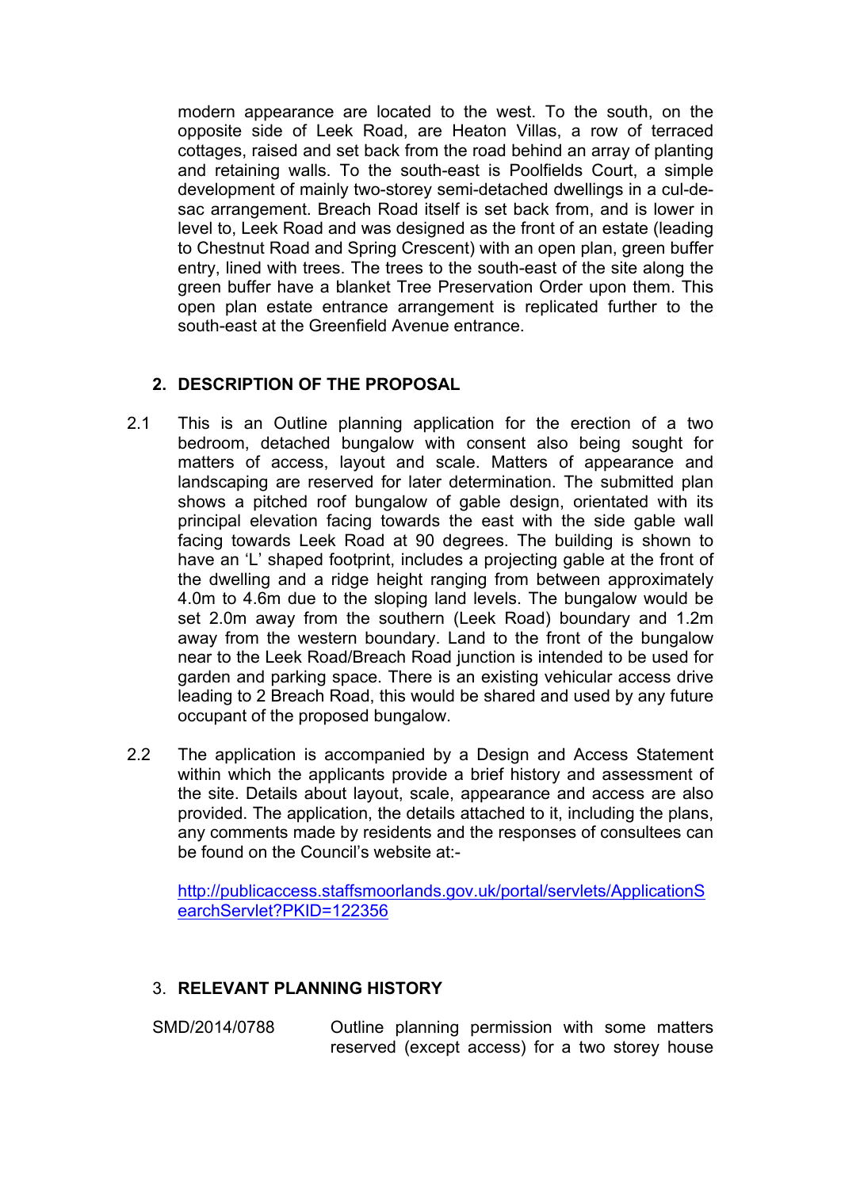modern appearance are located to the west. To the south, on the opposite side of Leek Road, are Heaton Villas, a row of terraced cottages, raised and set back from the road behind an array of planting and retaining walls. To the south-east is Poolfields Court, a simple development of mainly two-storey semi-detached dwellings in a cul-de-sac arrangement. Breach Road itself is set back from, and is lower in level to, Leek Road and was designed as the front of an estate (leading to Chestnut Road and Spring Crescent) with an open plan, green buffer entry, lined with trees. The trees to the south-east of the site along the green buffer have a blanket Tree Preservation Order upon them. This open plan estate entrance arrangement is replicated further to the south-east at the Greenfield Avenue entrance.

## 2. DESCRIPTION OF THE PROPOSAL

2.1 This is an Outline planning application for the erection of a two bedroom, detached bungalow with consent also being sought for matters of access, layout and scale. Matters of appearance and landscaping are reserved for later determination. The submitted plan shows a pitched roof bungalow of gable design, orientated with its principal elevation facing towards the east with the side gable wall facing towards Leek Road at 90 degrees. The building is shown to have an 'L' shaped footprint, includes a projecting gable at the front of the dwelling and a ridge height ranging from between approximately 4.0m to 4.6m due to the sloping land levels. The bungalow would be set 2.0m away from the southern (Leek Road) boundary and 1.2m away from the western boundary. Land to the front of the bungalow near to the Leek Road/Breach Road junction is intended to be used for garden and parking space. There is an existing vehicular access drive leading to 2 Breach Road, this would be shared and used by any future occupant of the proposed bungalow.

2.2 The application is accompanied by a Design and Access Statement within which the applicants provide a brief history and assessment of the site. Details about layout, scale, appearance and access are also provided. The application, the details attached to it, including the plans, any comments made by residents and the responses of consultees can be found on the Council's website at:-

[http://publicaccess.staffsmoorlands.gov.uk/portal/servlets/ApplicationSearchServlet?PKID=122356](http://publicaccess.staffsmoorlands.gov.uk/portal/servlets/ApplicationSearchServlet?PKID=122356)

## 3. RELEVANT PLANNING HISTORY

SMD/2014/0788 Outline planning permission with some matters reserved (except access) for a two storey house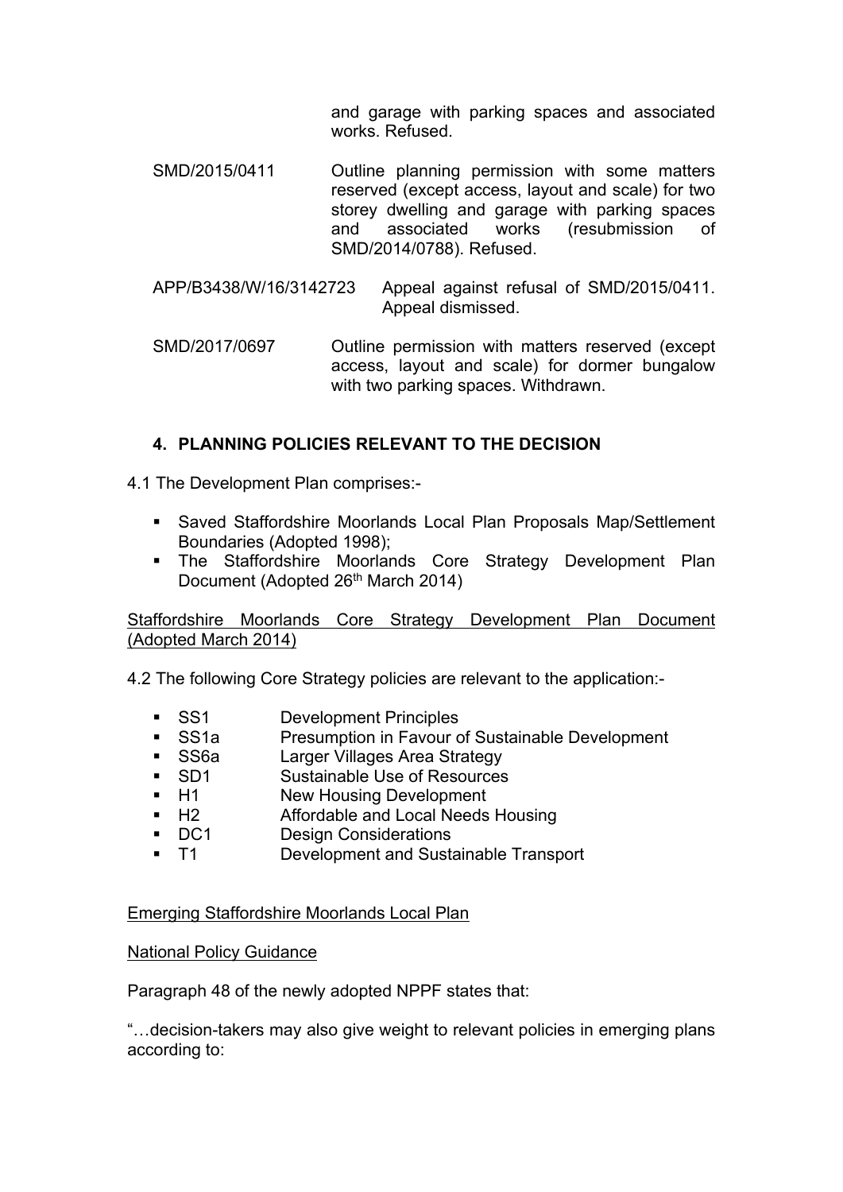and garage with parking spaces and associated works. Refused.

| | |
|---|---|
| SMD/2015/0411 | Outline planning permission with some matters reserved (except access, layout and scale) for two storey dwelling and garage with parking spaces and associated works (resubmission of SMD/2014/0788). Refused. |
| APP/B3438/W/16/3142723 | Appeal against refusal of SMD/2015/0411. Appeal dismissed. |
| SMD/2017/0697 | Outline permission with matters reserved (except access, layout and scale) for dormer bungalow with two parking spaces. Withdrawn. |

## 4. PLANNING POLICIES RELEVANT TO THE DECISION

4.1 The Development Plan comprises:-

- Saved Staffordshire Moorlands Local Plan Proposals Map/Settlement Boundaries (Adopted 1998);
- The Staffordshire Moorlands Core Strategy Development Plan Document (Adopted 26th March 2014)

<u>Staffordshire Moorlands Core Strategy Development Plan Document (Adopted March 2014)</u>

4.2 The following Core Strategy policies are relevant to the application:-

- SS1 Development Principles
- SS1a Presumption in Favour of Sustainable Development
- SS6a Larger Villages Area Strategy
- SD1 Sustainable Use of Resources
- H1 New Housing Development
- H2 Affordable and Local Needs Housing
- DC1 Design Considerations
- T1 Development and Sustainable Transport

<u>Emerging Staffordshire Moorlands Local Plan</u>

<u>National Policy Guidance</u>

Paragraph 48 of the newly adopted NPPF states that:

"…decision-takers may also give weight to relevant policies in emerging plans according to: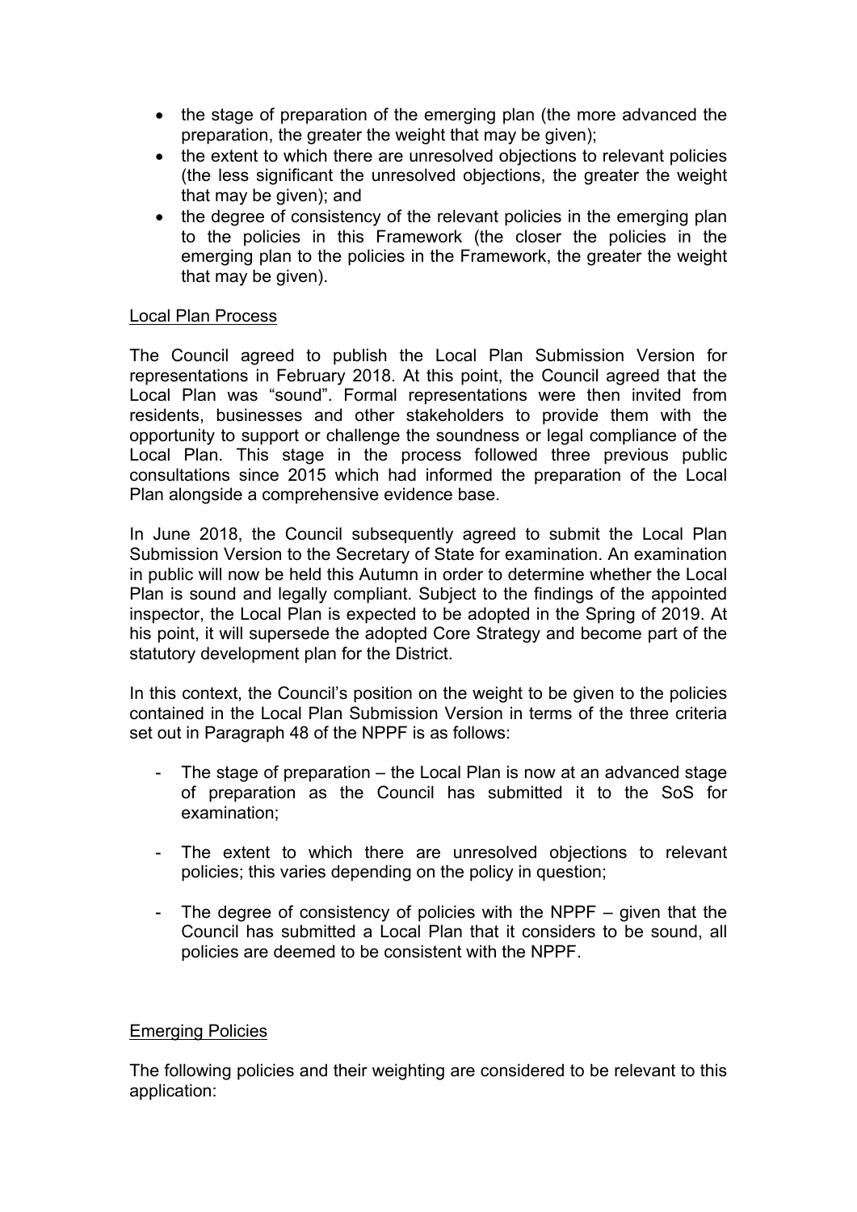- the stage of preparation of the emerging plan (the more advanced the preparation, the greater the weight that may be given);
- the extent to which there are unresolved objections to relevant policies (the less significant the unresolved objections, the greater the weight that may be given); and
- the degree of consistency of the relevant policies in the emerging plan to the policies in this Framework (the closer the policies in the emerging plan to the policies in the Framework, the greater the weight that may be given).

Local Plan Process

The Council agreed to publish the Local Plan Submission Version for representations in February 2018. At this point, the Council agreed that the Local Plan was "sound". Formal representations were then invited from residents, businesses and other stakeholders to provide them with the opportunity to support or challenge the soundness or legal compliance of the Local Plan. This stage in the process followed three previous public consultations since 2015 which had informed the preparation of the Local Plan alongside a comprehensive evidence base.

In June 2018, the Council subsequently agreed to submit the Local Plan Submission Version to the Secretary of State for examination. An examination in public will now be held this Autumn in order to determine whether the Local Plan is sound and legally compliant. Subject to the findings of the appointed inspector, the Local Plan is expected to be adopted in the Spring of 2019. At his point, it will supersede the adopted Core Strategy and become part of the statutory development plan for the District.

In this context, the Council's position on the weight to be given to the policies contained in the Local Plan Submission Version in terms of the three criteria set out in Paragraph 48 of the NPPF is as follows:

- The stage of preparation – the Local Plan is now at an advanced stage of preparation as the Council has submitted it to the SoS for examination;

- The extent to which there are unresolved objections to relevant policies; this varies depending on the policy in question;

- The degree of consistency of policies with the NPPF – given that the Council has submitted a Local Plan that it considers to be sound, all policies are deemed to be consistent with the NPPF.

Emerging Policies

The following policies and their weighting are considered to be relevant to this application: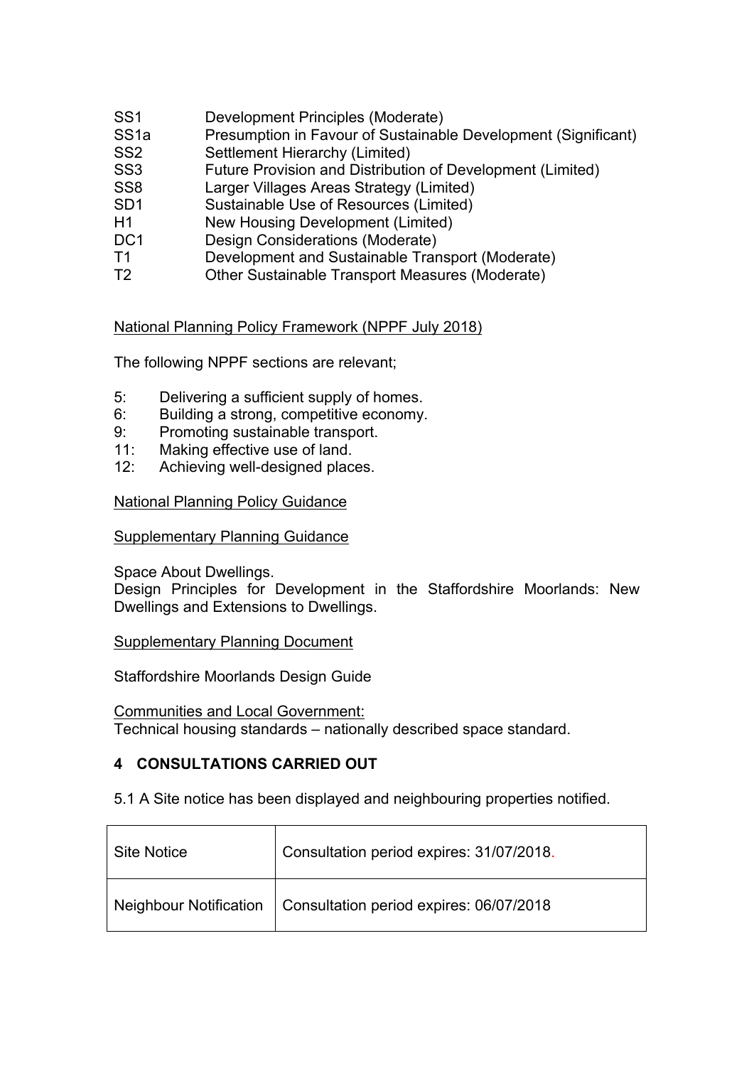SS1 Development Principles (Moderate)
SS1a Presumption in Favour of Sustainable Development (Significant)
SS2 Settlement Hierarchy (Limited)
SS3 Future Provision and Distribution of Development (Limited)
SS8 Larger Villages Areas Strategy (Limited)
SD1 Sustainable Use of Resources (Limited)
H1 New Housing Development (Limited)
DC1 Design Considerations (Moderate)
T1 Development and Sustainable Transport (Moderate)
T2 Other Sustainable Transport Measures (Moderate)

National Planning Policy Framework (NPPF July 2018)

The following NPPF sections are relevant;

5: Delivering a sufficient supply of homes.
6: Building a strong, competitive economy.
9: Promoting sustainable transport.
11: Making effective use of land.
12: Achieving well-designed places.

National Planning Policy Guidance

Supplementary Planning Guidance

Space About Dwellings.
Design Principles for Development in the Staffordshire Moorlands: New Dwellings and Extensions to Dwellings.

Supplementary Planning Document

Staffordshire Moorlands Design Guide

Communities and Local Government:
Technical housing standards – nationally described space standard.

## 4 CONSULTATIONS CARRIED OUT

5.1 A Site notice has been displayed and neighbouring properties notified.

| Site Notice | Consultation period expires: 31/07/2018. |
|---|---|
| Neighbour Notification | Consultation period expires: 06/07/2018 |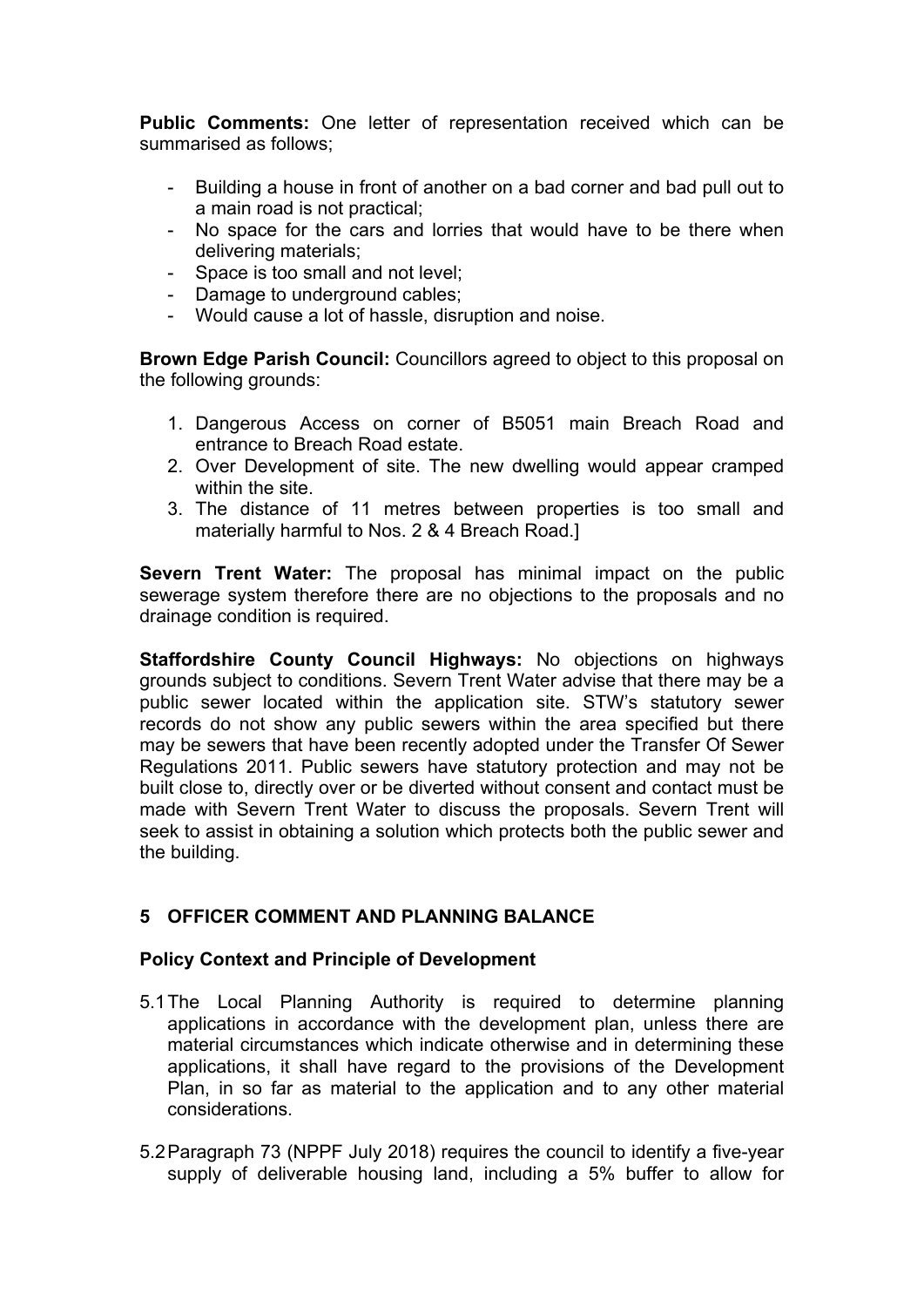**Public Comments:** One letter of representation received which can be summarised as follows;

- Building a house in front of another on a bad corner and bad pull out to a main road is not practical;
- No space for the cars and lorries that would have to be there when delivering materials;
- Space is too small and not level;
- Damage to underground cables;
- Would cause a lot of hassle, disruption and noise.

**Brown Edge Parish Council:** Councillors agreed to object to this proposal on the following grounds:

1. Dangerous Access on corner of B5051 main Breach Road and entrance to Breach Road estate.
2. Over Development of site. The new dwelling would appear cramped within the site.
3. The distance of 11 metres between properties is too small and materially harmful to Nos. 2 & 4 Breach Road.]

**Severn Trent Water:** The proposal has minimal impact on the public sewerage system therefore there are no objections to the proposals and no drainage condition is required.

**Staffordshire County Council Highways:** No objections on highways grounds subject to conditions. Severn Trent Water advise that there may be a public sewer located within the application site. STW's statutory sewer records do not show any public sewers within the area specified but there may be sewers that have been recently adopted under the Transfer Of Sewer Regulations 2011. Public sewers have statutory protection and may not be built close to, directly over or be diverted without consent and contact must be made with Severn Trent Water to discuss the proposals. Severn Trent will seek to assist in obtaining a solution which protects both the public sewer and the building.

## 5 OFFICER COMMENT AND PLANNING BALANCE

### Policy Context and Principle of Development

5.1 The Local Planning Authority is required to determine planning applications in accordance with the development plan, unless there are material circumstances which indicate otherwise and in determining these applications, it shall have regard to the provisions of the Development Plan, in so far as material to the application and to any other material considerations.

5.2 Paragraph 73 (NPPF July 2018) requires the council to identify a five-year supply of deliverable housing land, including a 5% buffer to allow for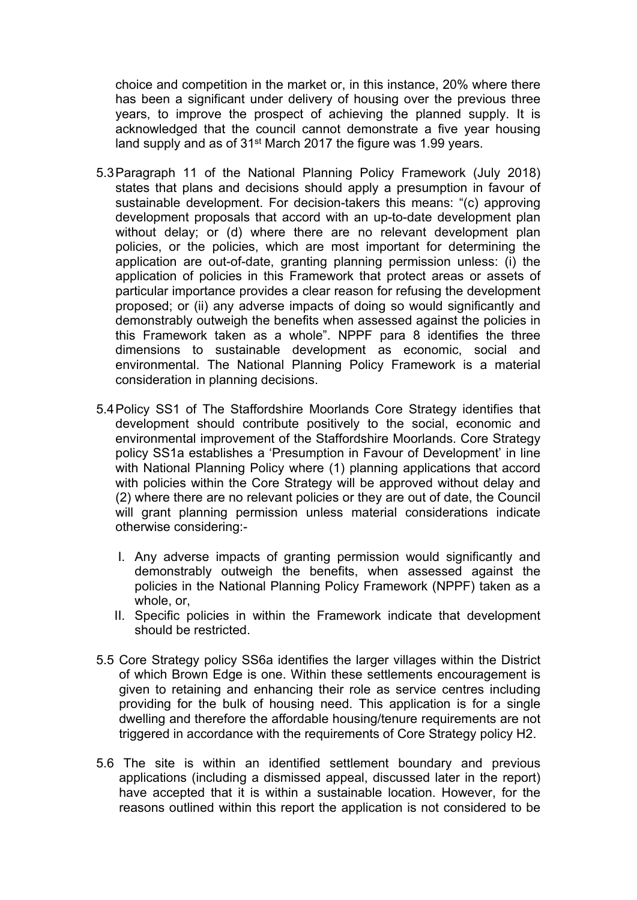choice and competition in the market or, in this instance, 20% where there has been a significant under delivery of housing over the previous three years, to improve the prospect of achieving the planned supply. It is acknowledged that the council cannot demonstrate a five year housing land supply and as of 31st March 2017 the figure was 1.99 years.

5.3 Paragraph 11 of the National Planning Policy Framework (July 2018) states that plans and decisions should apply a presumption in favour of sustainable development. For decision-takers this means: "(c) approving development proposals that accord with an up-to-date development plan without delay; or (d) where there are no relevant development plan policies, or the policies, which are most important for determining the application are out-of-date, granting planning permission unless: (i) the application of policies in this Framework that protect areas or assets of particular importance provides a clear reason for refusing the development proposed; or (ii) any adverse impacts of doing so would significantly and demonstrably outweigh the benefits when assessed against the policies in this Framework taken as a whole". NPPF para 8 identifies the three dimensions to sustainable development as economic, social and environmental. The National Planning Policy Framework is a material consideration in planning decisions.

5.4 Policy SS1 of The Staffordshire Moorlands Core Strategy identifies that development should contribute positively to the social, economic and environmental improvement of the Staffordshire Moorlands. Core Strategy policy SS1a establishes a 'Presumption in Favour of Development' in line with National Planning Policy where (1) planning applications that accord with policies within the Core Strategy will be approved without delay and (2) where there are no relevant policies or they are out of date, the Council will grant planning permission unless material considerations indicate otherwise considering:-

I. Any adverse impacts of granting permission would significantly and demonstrably outweigh the benefits, when assessed against the policies in the National Planning Policy Framework (NPPF) taken as a whole, or,
II. Specific policies in within the Framework indicate that development should be restricted.

5.5 Core Strategy policy SS6a identifies the larger villages within the District of which Brown Edge is one. Within these settlements encouragement is given to retaining and enhancing their role as service centres including providing for the bulk of housing need. This application is for a single dwelling and therefore the affordable housing/tenure requirements are not triggered in accordance with the requirements of Core Strategy policy H2.

5.6 The site is within an identified settlement boundary and previous applications (including a dismissed appeal, discussed later in the report) have accepted that it is within a sustainable location. However, for the reasons outlined within this report the application is not considered to be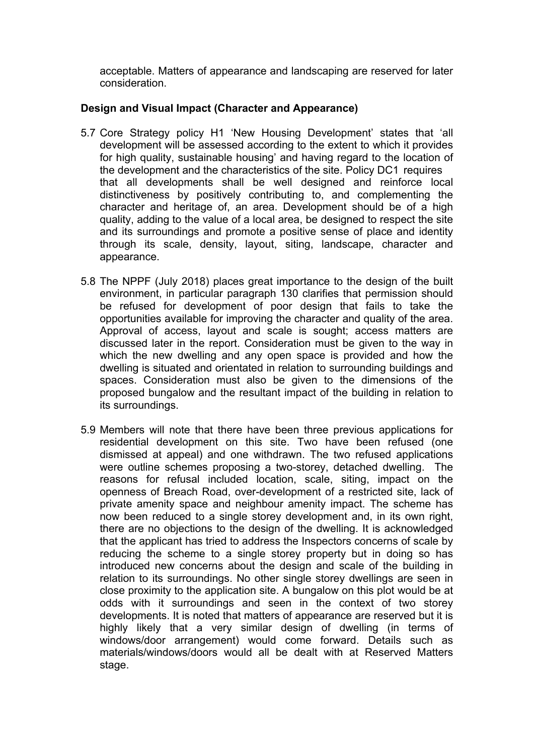acceptable. Matters of appearance and landscaping are reserved for later consideration.

**Design and Visual Impact (Character and Appearance)**

5.7 Core Strategy policy H1 'New Housing Development' states that 'all development will be assessed according to the extent to which it provides for high quality, sustainable housing' and having regard to the location of the development and the characteristics of the site. Policy DC1 requires that all developments shall be well designed and reinforce local distinctiveness by positively contributing to, and complementing the character and heritage of, an area. Development should be of a high quality, adding to the value of a local area, be designed to respect the site and its surroundings and promote a positive sense of place and identity through its scale, density, layout, siting, landscape, character and appearance.

5.8 The NPPF (July 2018) places great importance to the design of the built environment, in particular paragraph 130 clarifies that permission should be refused for development of poor design that fails to take the opportunities available for improving the character and quality of the area. Approval of access, layout and scale is sought; access matters are discussed later in the report. Consideration must be given to the way in which the new dwelling and any open space is provided and how the dwelling is situated and orientated in relation to surrounding buildings and spaces. Consideration must also be given to the dimensions of the proposed bungalow and the resultant impact of the building in relation to its surroundings.

5.9 Members will note that there have been three previous applications for residential development on this site. Two have been refused (one dismissed at appeal) and one withdrawn. The two refused applications were outline schemes proposing a two-storey, detached dwelling. The reasons for refusal included location, scale, siting, impact on the openness of Breach Road, over-development of a restricted site, lack of private amenity space and neighbour amenity impact. The scheme has now been reduced to a single storey development and, in its own right, there are no objections to the design of the dwelling. It is acknowledged that the applicant has tried to address the Inspectors concerns of scale by reducing the scheme to a single storey property but in doing so has introduced new concerns about the design and scale of the building in relation to its surroundings. No other single storey dwellings are seen in close proximity to the application site. A bungalow on this plot would be at odds with it surroundings and seen in the context of two storey developments. It is noted that matters of appearance are reserved but it is highly likely that a very similar design of dwelling (in terms of windows/door arrangement) would come forward. Details such as materials/windows/doors would all be dealt with at Reserved Matters stage.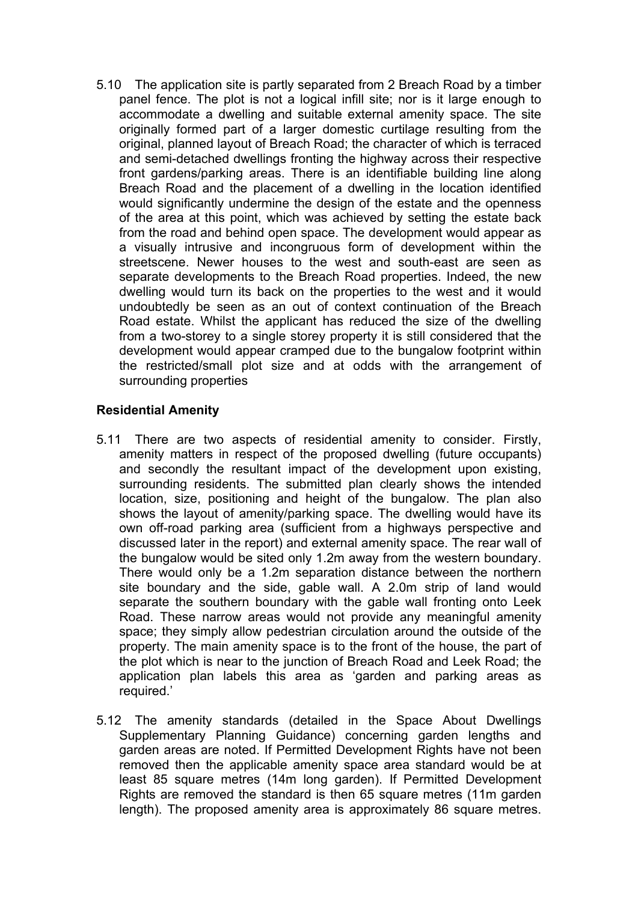5.10 The application site is partly separated from 2 Breach Road by a timber panel fence. The plot is not a logical infill site; nor is it large enough to accommodate a dwelling and suitable external amenity space. The site originally formed part of a larger domestic curtilage resulting from the original, planned layout of Breach Road; the character of which is terraced and semi-detached dwellings fronting the highway across their respective front gardens/parking areas. There is an identifiable building line along Breach Road and the placement of a dwelling in the location identified would significantly undermine the design of the estate and the openness of the area at this point, which was achieved by setting the estate back from the road and behind open space. The development would appear as a visually intrusive and incongruous form of development within the streetscene. Newer houses to the west and south-east are seen as separate developments to the Breach Road properties. Indeed, the new dwelling would turn its back on the properties to the west and it would undoubtedly be seen as an out of context continuation of the Breach Road estate. Whilst the applicant has reduced the size of the dwelling from a two-storey to a single storey property it is still considered that the development would appear cramped due to the bungalow footprint within the restricted/small plot size and at odds with the arrangement of surrounding properties

**Residential Amenity**

5.11 There are two aspects of residential amenity to consider. Firstly, amenity matters in respect of the proposed dwelling (future occupants) and secondly the resultant impact of the development upon existing, surrounding residents. The submitted plan clearly shows the intended location, size, positioning and height of the bungalow. The plan also shows the layout of amenity/parking space. The dwelling would have its own off-road parking area (sufficient from a highways perspective and discussed later in the report) and external amenity space. The rear wall of the bungalow would be sited only 1.2m away from the western boundary. There would only be a 1.2m separation distance between the northern site boundary and the side, gable wall. A 2.0m strip of land would separate the southern boundary with the gable wall fronting onto Leek Road. These narrow areas would not provide any meaningful amenity space; they simply allow pedestrian circulation around the outside of the property. The main amenity space is to the front of the house, the part of the plot which is near to the junction of Breach Road and Leek Road; the application plan labels this area as 'garden and parking areas as required.'

5.12 The amenity standards (detailed in the Space About Dwellings Supplementary Planning Guidance) concerning garden lengths and garden areas are noted. If Permitted Development Rights have not been removed then the applicable amenity space area standard would be at least 85 square metres (14m long garden). If Permitted Development Rights are removed the standard is then 65 square metres (11m garden length). The proposed amenity area is approximately 86 square metres.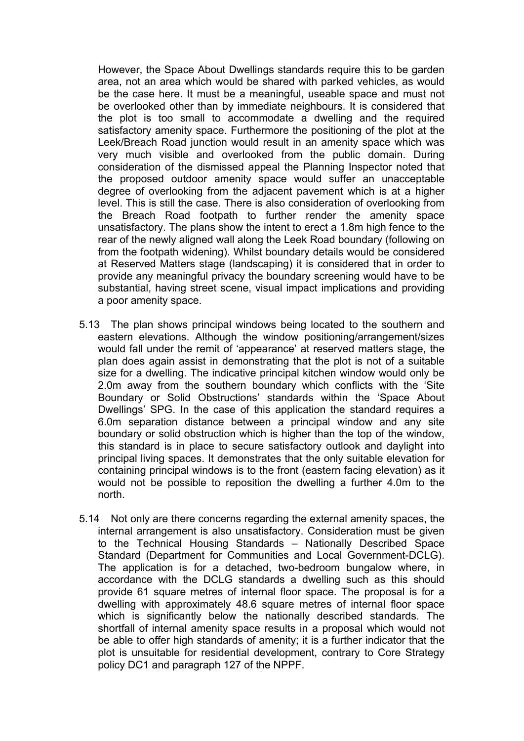However, the Space About Dwellings standards require this to be garden area, not an area which would be shared with parked vehicles, as would be the case here. It must be a meaningful, useable space and must not be overlooked other than by immediate neighbours. It is considered that the plot is too small to accommodate a dwelling and the required satisfactory amenity space. Furthermore the positioning of the plot at the Leek/Breach Road junction would result in an amenity space which was very much visible and overlooked from the public domain. During consideration of the dismissed appeal the Planning Inspector noted that the proposed outdoor amenity space would suffer an unacceptable degree of overlooking from the adjacent pavement which is at a higher level. This is still the case. There is also consideration of overlooking from the Breach Road footpath to further render the amenity space unsatisfactory. The plans show the intent to erect a 1.8m high fence to the rear of the newly aligned wall along the Leek Road boundary (following on from the footpath widening). Whilst boundary details would be considered at Reserved Matters stage (landscaping) it is considered that in order to provide any meaningful privacy the boundary screening would have to be substantial, having street scene, visual impact implications and providing a poor amenity space.

5.13 The plan shows principal windows being located to the southern and eastern elevations. Although the window positioning/arrangement/sizes would fall under the remit of 'appearance' at reserved matters stage, the plan does again assist in demonstrating that the plot is not of a suitable size for a dwelling. The indicative principal kitchen window would only be 2.0m away from the southern boundary which conflicts with the 'Site Boundary or Solid Obstructions' standards within the 'Space About Dwellings' SPG. In the case of this application the standard requires a 6.0m separation distance between a principal window and any site boundary or solid obstruction which is higher than the top of the window, this standard is in place to secure satisfactory outlook and daylight into principal living spaces. It demonstrates that the only suitable elevation for containing principal windows is to the front (eastern facing elevation) as it would not be possible to reposition the dwelling a further 4.0m to the north.

5.14 Not only are there concerns regarding the external amenity spaces, the internal arrangement is also unsatisfactory. Consideration must be given to the Technical Housing Standards – Nationally Described Space Standard (Department for Communities and Local Government-DCLG). The application is for a detached, two-bedroom bungalow where, in accordance with the DCLG standards a dwelling such as this should provide 61 square metres of internal floor space. The proposal is for a dwelling with approximately 48.6 square metres of internal floor space which is significantly below the nationally described standards. The shortfall of internal amenity space results in a proposal which would not be able to offer high standards of amenity; it is a further indicator that the plot is unsuitable for residential development, contrary to Core Strategy policy DC1 and paragraph 127 of the NPPF.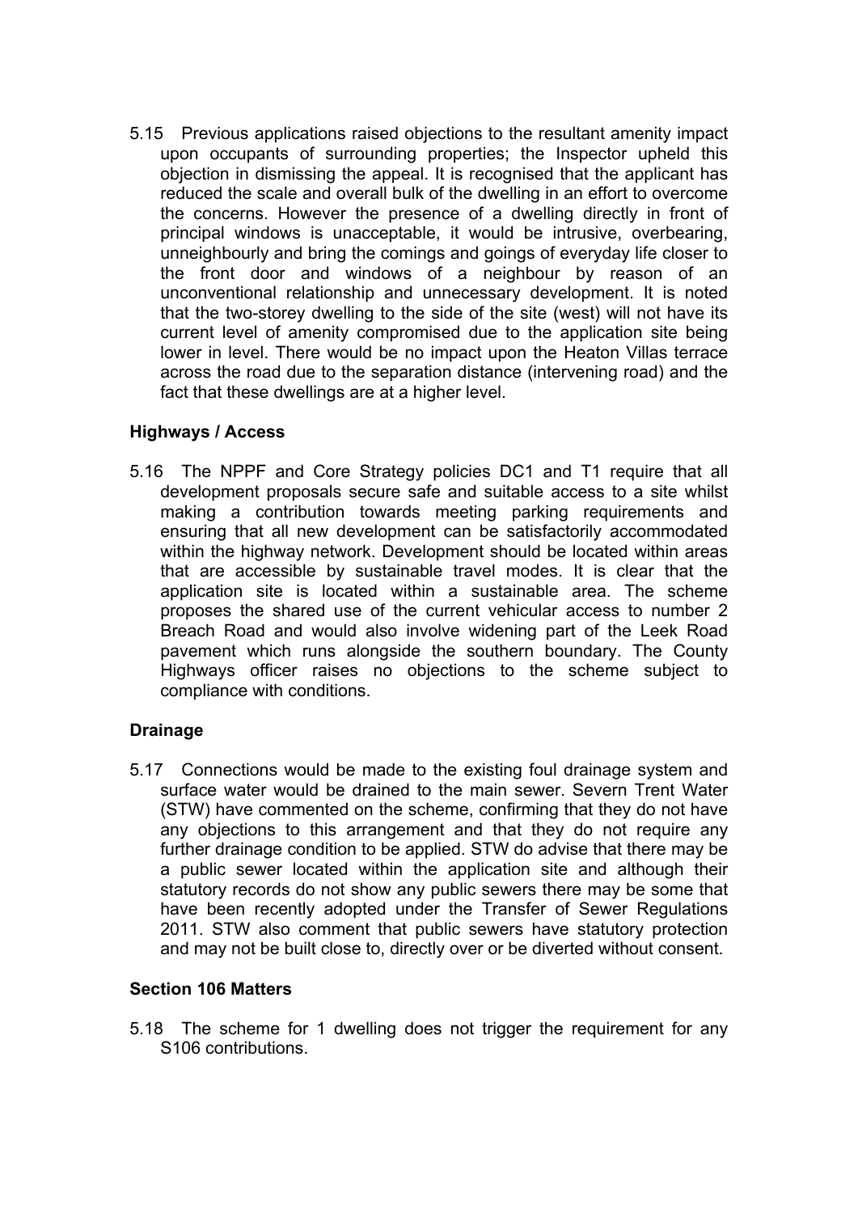5.15 Previous applications raised objections to the resultant amenity impact upon occupants of surrounding properties; the Inspector upheld this objection in dismissing the appeal. It is recognised that the applicant has reduced the scale and overall bulk of the dwelling in an effort to overcome the concerns. However the presence of a dwelling directly in front of principal windows is unacceptable, it would be intrusive, overbearing, unneighbourly and bring the comings and goings of everyday life closer to the front door and windows of a neighbour by reason of an unconventional relationship and unnecessary development. It is noted that the two-storey dwelling to the side of the site (west) will not have its current level of amenity compromised due to the application site being lower in level. There would be no impact upon the Heaton Villas terrace across the road due to the separation distance (intervening road) and the fact that these dwellings are at a higher level.

**Highways / Access**

5.16 The NPPF and Core Strategy policies DC1 and T1 require that all development proposals secure safe and suitable access to a site whilst making a contribution towards meeting parking requirements and ensuring that all new development can be satisfactorily accommodated within the highway network. Development should be located within areas that are accessible by sustainable travel modes. It is clear that the application site is located within a sustainable area. The scheme proposes the shared use of the current vehicular access to number 2 Breach Road and would also involve widening part of the Leek Road pavement which runs alongside the southern boundary. The County Highways officer raises no objections to the scheme subject to compliance with conditions.

**Drainage**

5.17 Connections would be made to the existing foul drainage system and surface water would be drained to the main sewer. Severn Trent Water (STW) have commented on the scheme, confirming that they do not have any objections to this arrangement and that they do not require any further drainage condition to be applied. STW do advise that there may be a public sewer located within the application site and although their statutory records do not show any public sewers there may be some that have been recently adopted under the Transfer of Sewer Regulations 2011. STW also comment that public sewers have statutory protection and may not be built close to, directly over or be diverted without consent.

**Section 106 Matters**

5.18 The scheme for 1 dwelling does not trigger the requirement for any S106 contributions.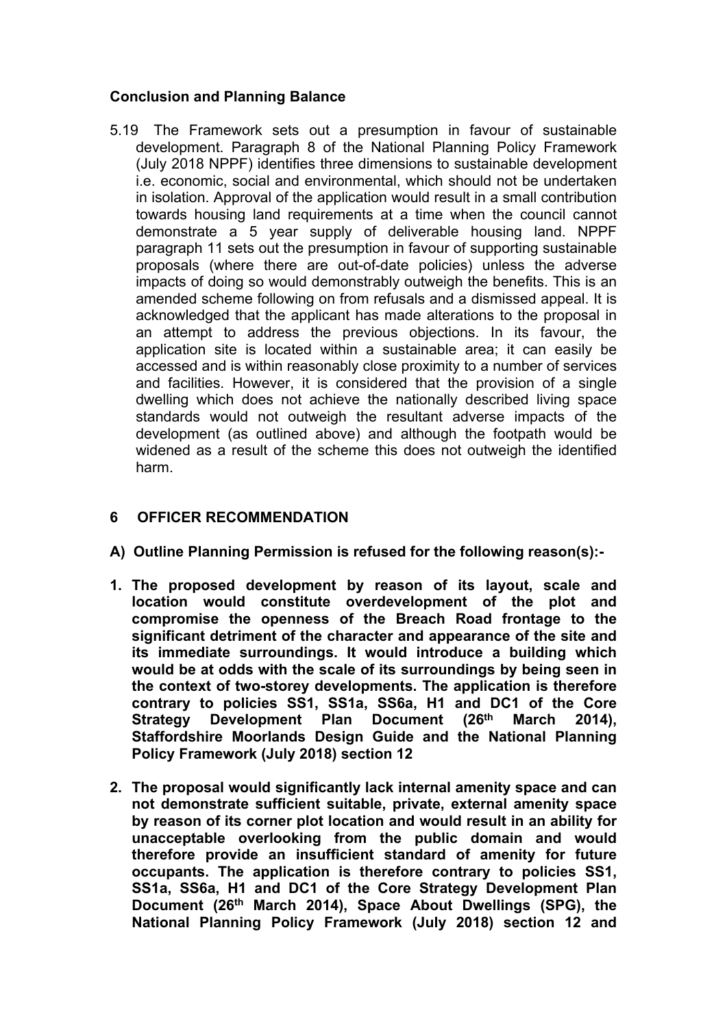### Conclusion and Planning Balance

5.19 The Framework sets out a presumption in favour of sustainable development. Paragraph 8 of the National Planning Policy Framework (July 2018 NPPF) identifies three dimensions to sustainable development i.e. economic, social and environmental, which should not be undertaken in isolation. Approval of the application would result in a small contribution towards housing land requirements at a time when the council cannot demonstrate a 5 year supply of deliverable housing land. NPPF paragraph 11 sets out the presumption in favour of supporting sustainable proposals (where there are out-of-date policies) unless the adverse impacts of doing so would demonstrably outweigh the benefits. This is an amended scheme following on from refusals and a dismissed appeal. It is acknowledged that the applicant has made alterations to the proposal in an attempt to address the previous objections. In its favour, the application site is located within a sustainable area; it can easily be accessed and is within reasonably close proximity to a number of services and facilities. However, it is considered that the provision of a single dwelling which does not achieve the nationally described living space standards would not outweigh the resultant adverse impacts of the development (as outlined above) and although the footpath would be widened as a result of the scheme this does not outweigh the identified harm.

## 6 OFFICER RECOMMENDATION

**A) Outline Planning Permission is refused for the following reason(s):-**

1. **The proposed development by reason of its layout, scale and location would constitute overdevelopment of the plot and compromise the openness of the Breach Road frontage to the significant detriment of the character and appearance of the site and its immediate surroundings. It would introduce a building which would be at odds with the scale of its surroundings by being seen in the context of two-storey developments. The application is therefore contrary to policies SS1, SS1a, SS6a, H1 and DC1 of the Core Strategy Development Plan Document (26th March 2014), Staffordshire Moorlands Design Guide and the National Planning Policy Framework (July 2018) section 12**

2. **The proposal would significantly lack internal amenity space and can not demonstrate sufficient suitable, private, external amenity space by reason of its corner plot location and would result in an ability for unacceptable overlooking from the public domain and would therefore provide an insufficient standard of amenity for future occupants. The application is therefore contrary to policies SS1, SS1a, SS6a, H1 and DC1 of the Core Strategy Development Plan Document (26th March 2014), Space About Dwellings (SPG), the National Planning Policy Framework (July 2018) section 12 and**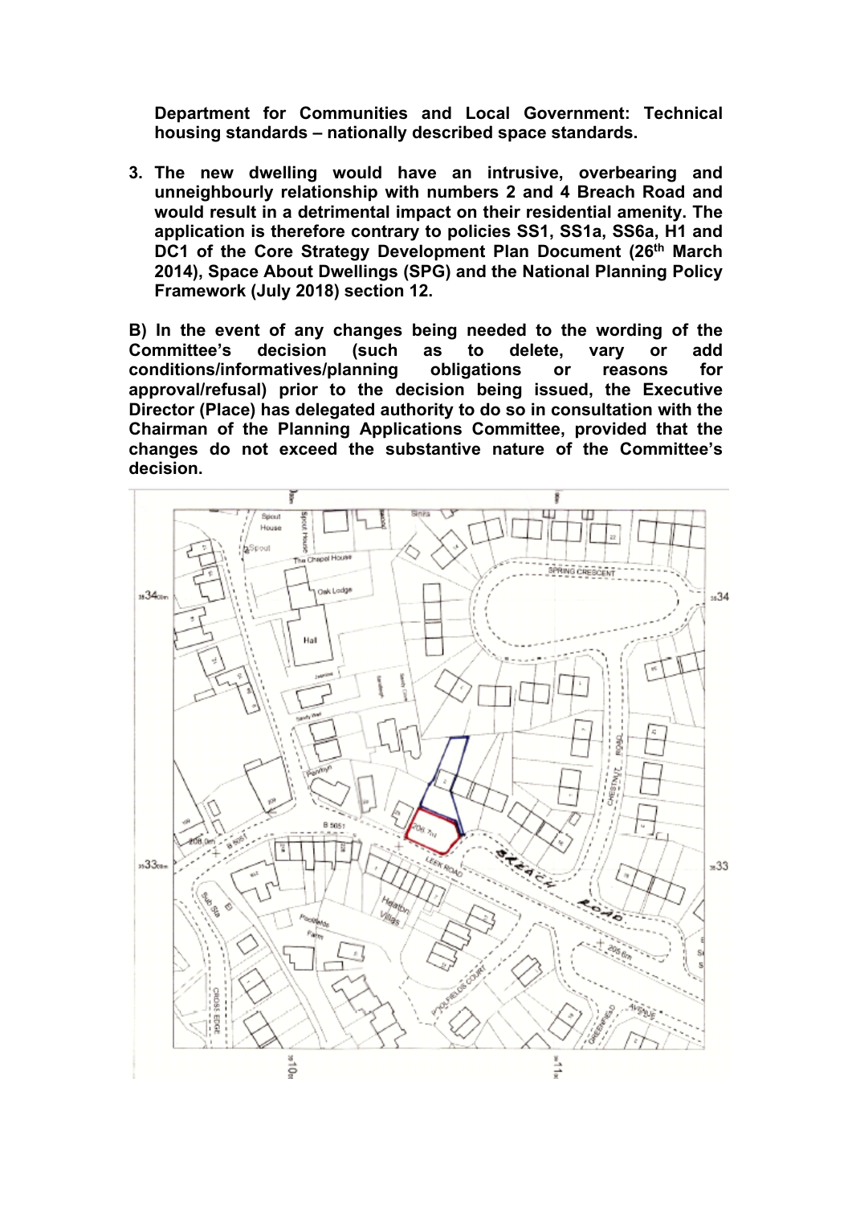Department for Communities and Local Government: Technical housing standards – nationally described space standards.

3. **The new dwelling would have an intrusive, overbearing and unneighbourly relationship with numbers 2 and 4 Breach Road and would result in a detrimental impact on their residential amenity. The application is therefore contrary to policies SS1, SS1a, SS6a, H1 and DC1 of the Core Strategy Development Plan Document (26th March 2014), Space About Dwellings (SPG) and the National Planning Policy Framework (July 2018) section 12.**

**B) In the event of any changes being needed to the wording of the Committee's decision (such as to delete, vary or add conditions/informatives/planning obligations or reasons for approval/refusal) prior to the decision being issued, the Executive Director (Place) has delegated authority to do so in consultation with the Chairman of the Planning Applications Committee, provided that the changes do not exceed the substantive nature of the Committee's decision.**